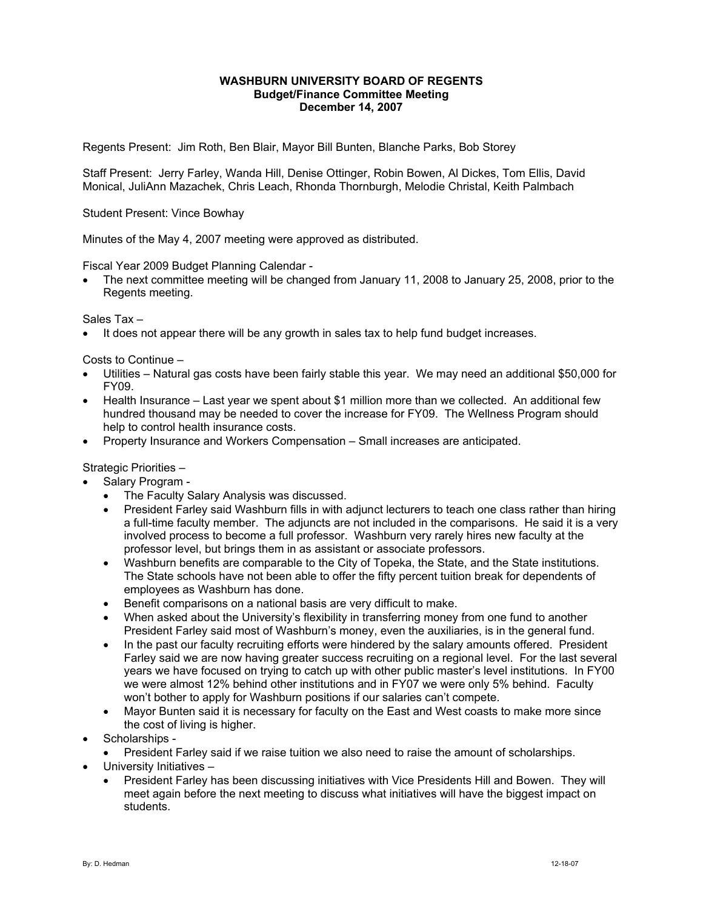**WASHBURN UNIVERSITY BOARD OF REGENTS**
**Budget/Finance Committee Meeting**
**December 14, 2007**

Regents Present: Jim Roth, Ben Blair, Mayor Bill Bunten, Blanche Parks, Bob Storey

Staff Present: Jerry Farley, Wanda Hill, Denise Ottinger, Robin Bowen, Al Dickes, Tom Ellis, David Monical, JuliAnn Mazachek, Chris Leach, Rhonda Thornburgh, Melodie Christal, Keith Palmbach

Student Present: Vince Bowhay

Minutes of the May 4, 2007 meeting were approved as distributed.

Fiscal Year 2009 Budget Planning Calendar -

- The next committee meeting will be changed from January 11, 2008 to January 25, 2008, prior to the Regents meeting.

Sales Tax –

- It does not appear there will be any growth in sales tax to help fund budget increases.

Costs to Continue –

- Utilities – Natural gas costs have been fairly stable this year. We may need an additional $50,000 for FY09.
- Health Insurance – Last year we spent about $1 million more than we collected. An additional few hundred thousand may be needed to cover the increase for FY09. The Wellness Program should help to control health insurance costs.
- Property Insurance and Workers Compensation – Small increases are anticipated.

Strategic Priorities –

- Salary Program -
  - The Faculty Salary Analysis was discussed.
  - President Farley said Washburn fills in with adjunct lecturers to teach one class rather than hiring a full-time faculty member. The adjuncts are not included in the comparisons. He said it is a very involved process to become a full professor. Washburn very rarely hires new faculty at the professor level, but brings them in as assistant or associate professors.
  - Washburn benefits are comparable to the City of Topeka, the State, and the State institutions. The State schools have not been able to offer the fifty percent tuition break for dependents of employees as Washburn has done.
  - Benefit comparisons on a national basis are very difficult to make.
  - When asked about the University's flexibility in transferring money from one fund to another President Farley said most of Washburn's money, even the auxiliaries, is in the general fund.
  - In the past our faculty recruiting efforts were hindered by the salary amounts offered. President Farley said we are now having greater success recruiting on a regional level. For the last several years we have focused on trying to catch up with other public master's level institutions. In FY00 we were almost 12% behind other institutions and in FY07 we were only 5% behind. Faculty won't bother to apply for Washburn positions if our salaries can't compete.
  - Mayor Bunten said it is necessary for faculty on the East and West coasts to make more since the cost of living is higher.
- Scholarships -
  - President Farley said if we raise tuition we also need to raise the amount of scholarships.
- University Initiatives –
  - President Farley has been discussing initiatives with Vice Presidents Hill and Bowen. They will meet again before the next meeting to discuss what initiatives will have the biggest impact on students.

By: D. Hedman 12-18-07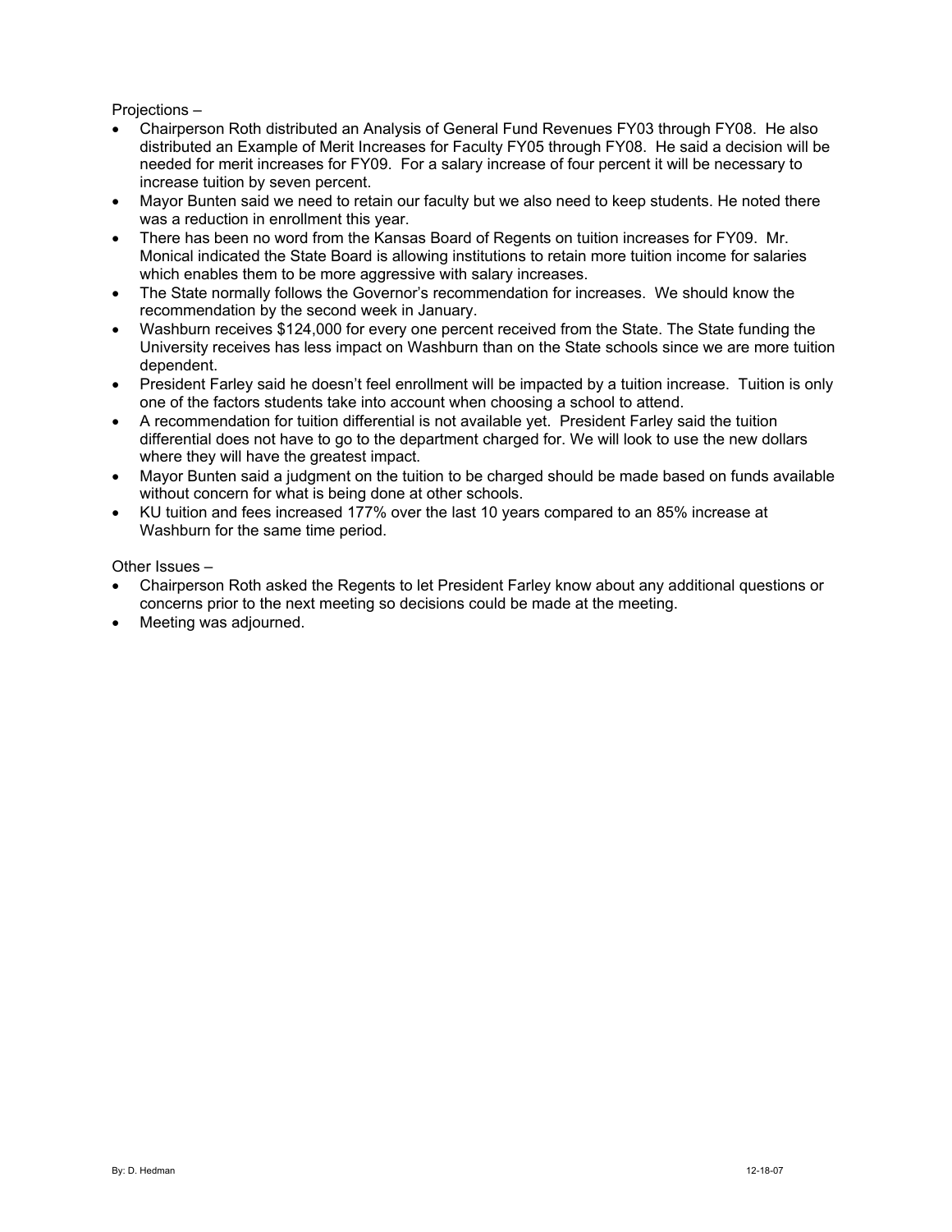Projections –

- Chairperson Roth distributed an Analysis of General Fund Revenues FY03 through FY08. He also distributed an Example of Merit Increases for Faculty FY05 through FY08. He said a decision will be needed for merit increases for FY09. For a salary increase of four percent it will be necessary to increase tuition by seven percent.
- Mayor Bunten said we need to retain our faculty but we also need to keep students. He noted there was a reduction in enrollment this year.
- There has been no word from the Kansas Board of Regents on tuition increases for FY09. Mr. Monical indicated the State Board is allowing institutions to retain more tuition income for salaries which enables them to be more aggressive with salary increases.
- The State normally follows the Governor's recommendation for increases. We should know the recommendation by the second week in January.
- Washburn receives $124,000 for every one percent received from the State. The State funding the University receives has less impact on Washburn than on the State schools since we are more tuition dependent.
- President Farley said he doesn't feel enrollment will be impacted by a tuition increase. Tuition is only one of the factors students take into account when choosing a school to attend.
- A recommendation for tuition differential is not available yet. President Farley said the tuition differential does not have to go to the department charged for. We will look to use the new dollars where they will have the greatest impact.
- Mayor Bunten said a judgment on the tuition to be charged should be made based on funds available without concern for what is being done at other schools.
- KU tuition and fees increased 177% over the last 10 years compared to an 85% increase at Washburn for the same time period.

Other Issues –

- Chairperson Roth asked the Regents to let President Farley know about any additional questions or concerns prior to the next meeting so decisions could be made at the meeting.
- Meeting was adjourned.

By: D. Hedman

12-18-07